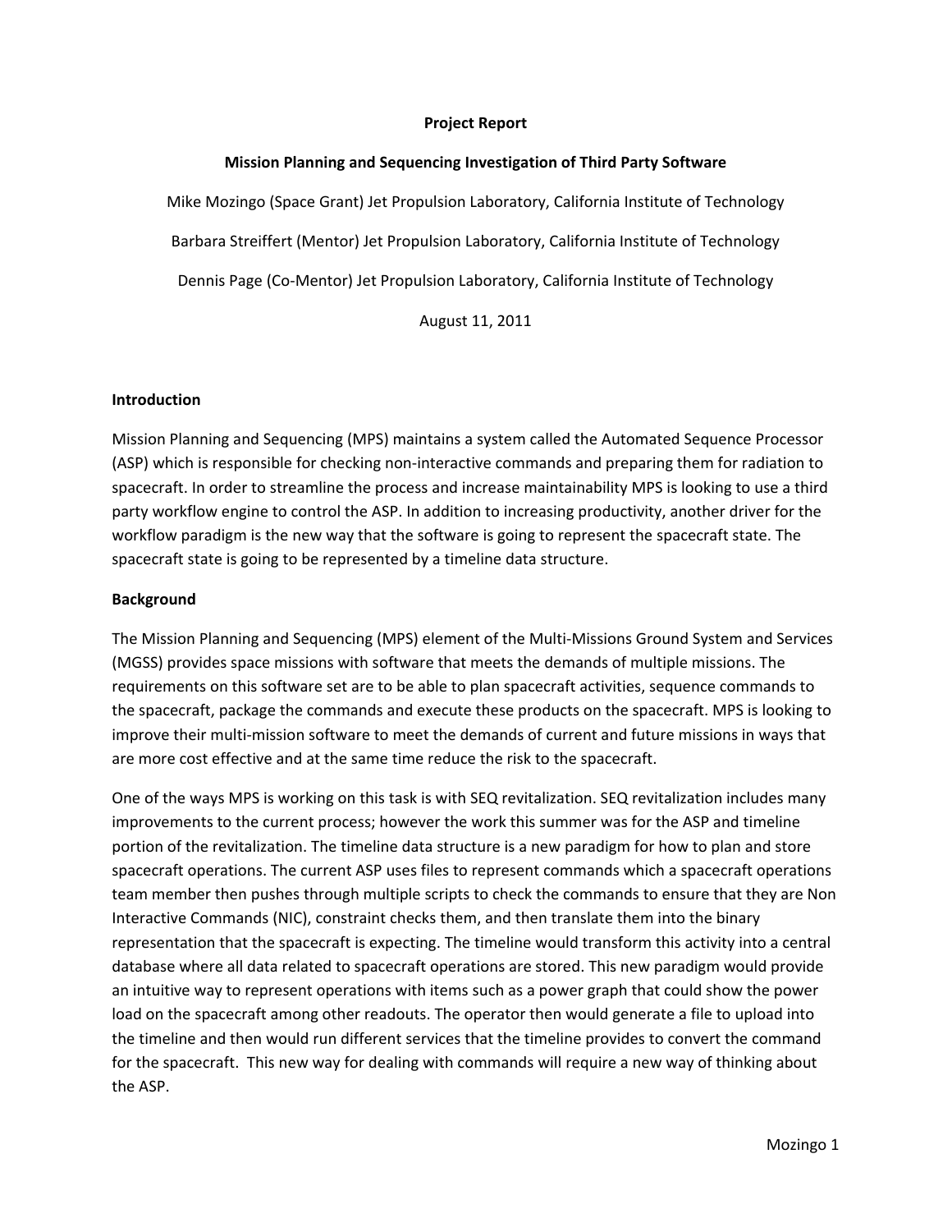**Project Report**

**Mission Planning and Sequencing Investigation of Third Party Software**

Mike Mozingo (Space Grant) Jet Propulsion Laboratory, California Institute of Technology

Barbara Streiffert (Mentor) Jet Propulsion Laboratory, California Institute of Technology

Dennis Page (Co-Mentor) Jet Propulsion Laboratory, California Institute of Technology

August 11, 2011

## Introduction

Mission Planning and Sequencing (MPS) maintains a system called the Automated Sequence Processor (ASP) which is responsible for checking non-interactive commands and preparing them for radiation to spacecraft. In order to streamline the process and increase maintainability MPS is looking to use a third party workflow engine to control the ASP. In addition to increasing productivity, another driver for the workflow paradigm is the new way that the software is going to represent the spacecraft state. The spacecraft state is going to be represented by a timeline data structure.

## Background

The Mission Planning and Sequencing (MPS) element of the Multi-Missions Ground System and Services (MGSS) provides space missions with software that meets the demands of multiple missions. The requirements on this software set are to be able to plan spacecraft activities, sequence commands to the spacecraft, package the commands and execute these products on the spacecraft. MPS is looking to improve their multi-mission software to meet the demands of current and future missions in ways that are more cost effective and at the same time reduce the risk to the spacecraft.

One of the ways MPS is working on this task is with SEQ revitalization. SEQ revitalization includes many improvements to the current process; however the work this summer was for the ASP and timeline portion of the revitalization. The timeline data structure is a new paradigm for how to plan and store spacecraft operations. The current ASP uses files to represent commands which a spacecraft operations team member then pushes through multiple scripts to check the commands to ensure that they are Non Interactive Commands (NIC), constraint checks them, and then translate them into the binary representation that the spacecraft is expecting. The timeline would transform this activity into a central database where all data related to spacecraft operations are stored. This new paradigm would provide an intuitive way to represent operations with items such as a power graph that could show the power load on the spacecraft among other readouts. The operator then would generate a file to upload into the timeline and then would run different services that the timeline provides to convert the command for the spacecraft. This new way for dealing with commands will require a new way of thinking about the ASP.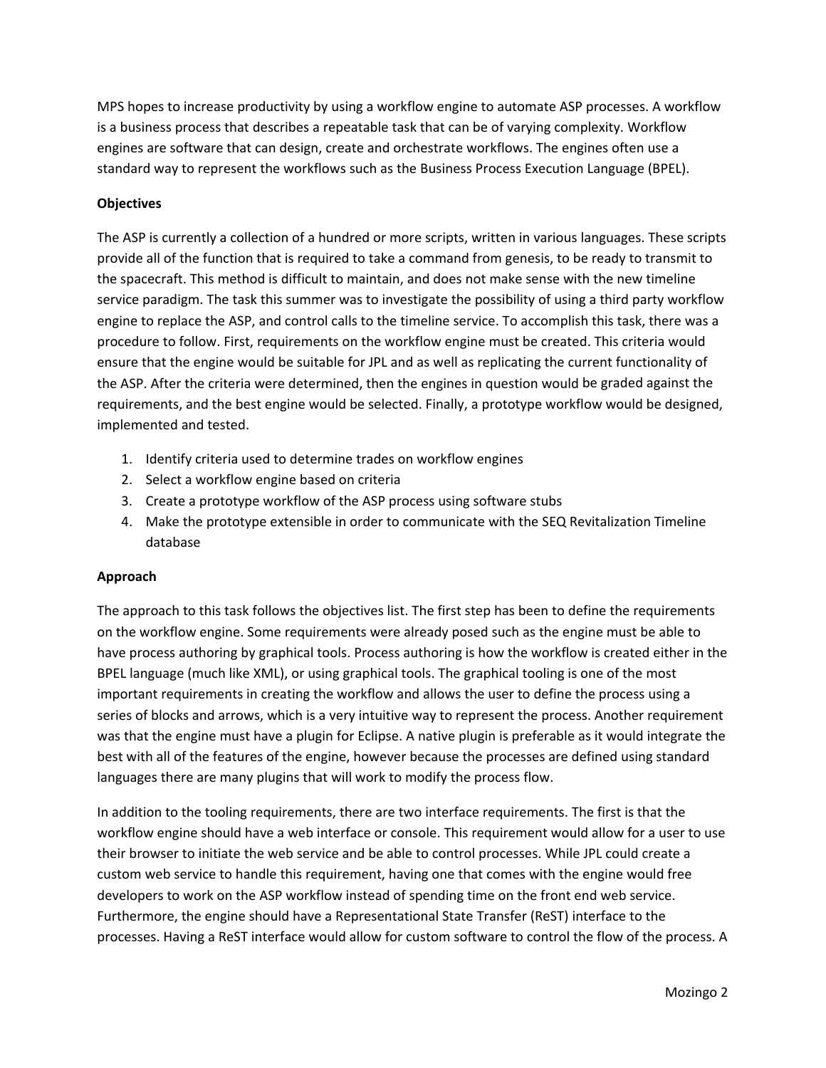MPS hopes to increase productivity by using a workflow engine to automate ASP processes. A workflow is a business process that describes a repeatable task that can be of varying complexity. Workflow engines are software that can design, create and orchestrate workflows. The engines often use a standard way to represent the workflows such as the Business Process Execution Language (BPEL).

**Objectives**

The ASP is currently a collection of a hundred or more scripts, written in various languages. These scripts provide all of the function that is required to take a command from genesis, to be ready to transmit to the spacecraft. This method is difficult to maintain, and does not make sense with the new timeline service paradigm. The task this summer was to investigate the possibility of using a third party workflow engine to replace the ASP, and control calls to the timeline service. To accomplish this task, there was a procedure to follow. First, requirements on the workflow engine must be created. This criteria would ensure that the engine would be suitable for JPL and as well as replicating the current functionality of the ASP. After the criteria were determined, then the engines in question would be graded against the requirements, and the best engine would be selected. Finally, a prototype workflow would be designed, implemented and tested.

1. Identify criteria used to determine trades on workflow engines
2. Select a workflow engine based on criteria
3. Create a prototype workflow of the ASP process using software stubs
4. Make the prototype extensible in order to communicate with the SEQ Revitalization Timeline database

**Approach**

The approach to this task follows the objectives list. The first step has been to define the requirements on the workflow engine. Some requirements were already posed such as the engine must be able to have process authoring by graphical tools. Process authoring is how the workflow is created either in the BPEL language (much like XML), or using graphical tools. The graphical tooling is one of the most important requirements in creating the workflow and allows the user to define the process using a series of blocks and arrows, which is a very intuitive way to represent the process. Another requirement was that the engine must have a plugin for Eclipse. A native plugin is preferable as it would integrate the best with all of the features of the engine, however because the processes are defined using standard languages there are many plugins that will work to modify the process flow.

In addition to the tooling requirements, there are two interface requirements. The first is that the workflow engine should have a web interface or console. This requirement would allow for a user to use their browser to initiate the web service and be able to control processes. While JPL could create a custom web service to handle this requirement, having one that comes with the engine would free developers to work on the ASP workflow instead of spending time on the front end web service. Furthermore, the engine should have a Representational State Transfer (ReST) interface to the processes. Having a ReST interface would allow for custom software to control the flow of the process. A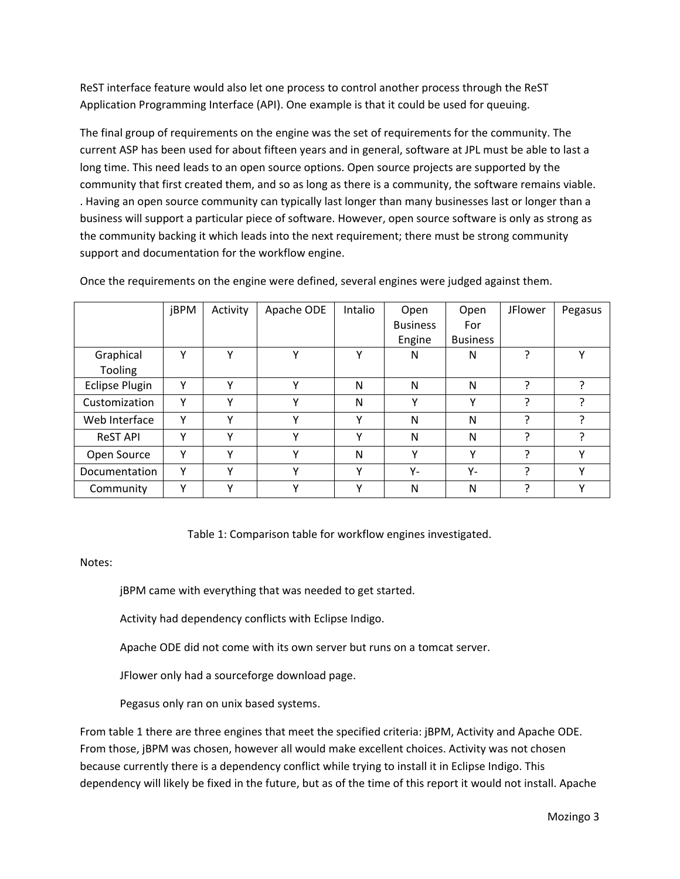ReST interface feature would also let one process to control another process through the ReST Application Programming Interface (API). One example is that it could be used for queuing.

The final group of requirements on the engine was the set of requirements for the community. The current ASP has been used for about fifteen years and in general, software at JPL must be able to last a long time. This need leads to an open source options. Open source projects are supported by the community that first created them, and so as long as there is a community, the software remains viable. . Having an open source community can typically last longer than many businesses last or longer than a business will support a particular piece of software. However, open source software is only as strong as the community backing it which leads into the next requirement; there must be strong community support and documentation for the workflow engine.

Once the requirements on the engine were defined, several engines were judged against them.

| | jBPM | Activity | Apache ODE | Intalio | Open Business Engine | Open For Business | JFlower | Pegasus |
|---|---|---|---|---|---|---|---|---|
| Graphical Tooling | Y | Y | Y | Y | N | N | ? | Y |
| Eclipse Plugin | Y | Y | Y | N | N | N | ? | ? |
| Customization | Y | Y | Y | N | Y | Y | ? | ? |
| Web Interface | Y | Y | Y | Y | N | N | ? | ? |
| ReST API | Y | Y | Y | Y | N | N | ? | ? |
| Open Source | Y | Y | Y | N | Y | Y | ? | Y |
| Documentation | Y | Y | Y | Y | Y- | Y- | ? | Y |
| Community | Y | Y | Y | Y | N | N | ? | Y |

Table 1: Comparison table for workflow engines investigated.

Notes:

jBPM came with everything that was needed to get started.

Activity had dependency conflicts with Eclipse Indigo.

Apache ODE did not come with its own server but runs on a tomcat server.

JFlower only had a sourceforge download page.

Pegasus only ran on unix based systems.

From table 1 there are three engines that meet the specified criteria: jBPM, Activity and Apache ODE. From those, jBPM was chosen, however all would make excellent choices. Activity was not chosen because currently there is a dependency conflict while trying to install it in Eclipse Indigo. This dependency will likely be fixed in the future, but as of the time of this report it would not install. Apache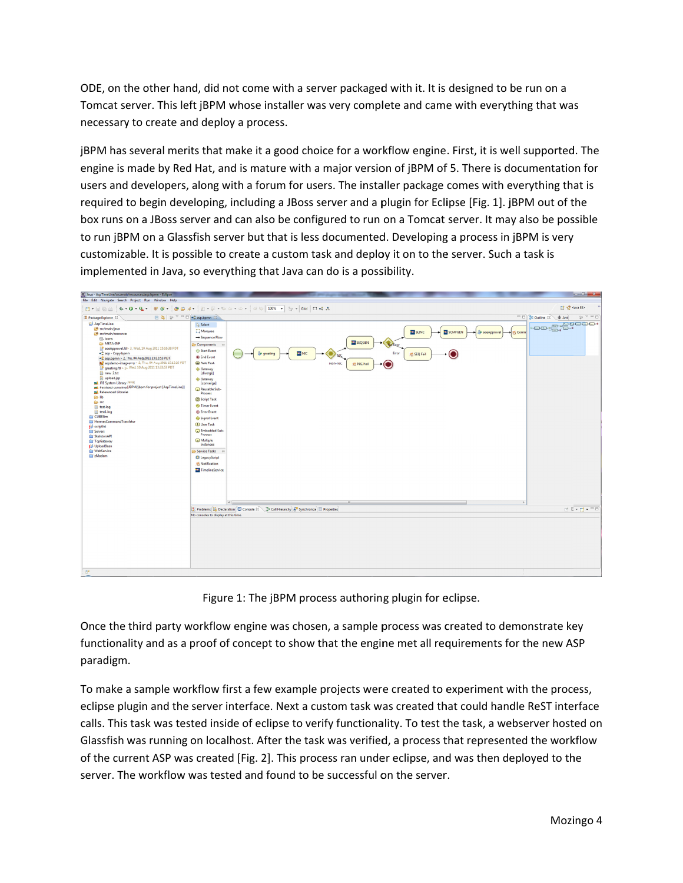ODE, on the other hand, did not come with a server packaged with it. It is designed to be run on a Tomcat server. This left jBPM whose installer was very complete and came with everything that was necessary to create and deploy a process.

jBPM has several merits that make it a good choice for a workflow engine. First, it is well supported. The engine is made by Red Hat, and is mature with a major version of jBPM of 5. There is documentation for users and developers, along with a forum for users. The installer package comes with everything that is required to begin developing, including a JBoss server and a plugin for Eclipse [Fig. 1]. jBPM out of the box runs on a JBoss server and can also be configured to run on a Tomcat server. It may also be possible to run jBPM on a Glassfish server but that is less documented. Developing a process in jBPM is very customizable. It is possible to create a custom task and deploy it on to the server. Such a task is implemented in Java, so everything that Java can do is a possibility.

Figure 1: The jBPM process authoring plugin for eclipse.

Once the third party workflow engine was chosen, a sample process was created to demonstrate key functionality and as a proof of concept to show that the engine met all requirements for the new ASP paradigm.

To make a sample workflow first a few example projects were created to experiment with the process, eclipse plugin and the server interface. Next a custom task was created that could handle ReST interface calls. This task was tested inside of eclipse to verify functionality. To test the task, a webserver hosted on Glassfish was running on localhost. After the task was verified, a process that represented the workflow of the current ASP was created [Fig. 2]. This process ran under eclipse, and was then deployed to the server. The workflow was tested and found to be successful on the server.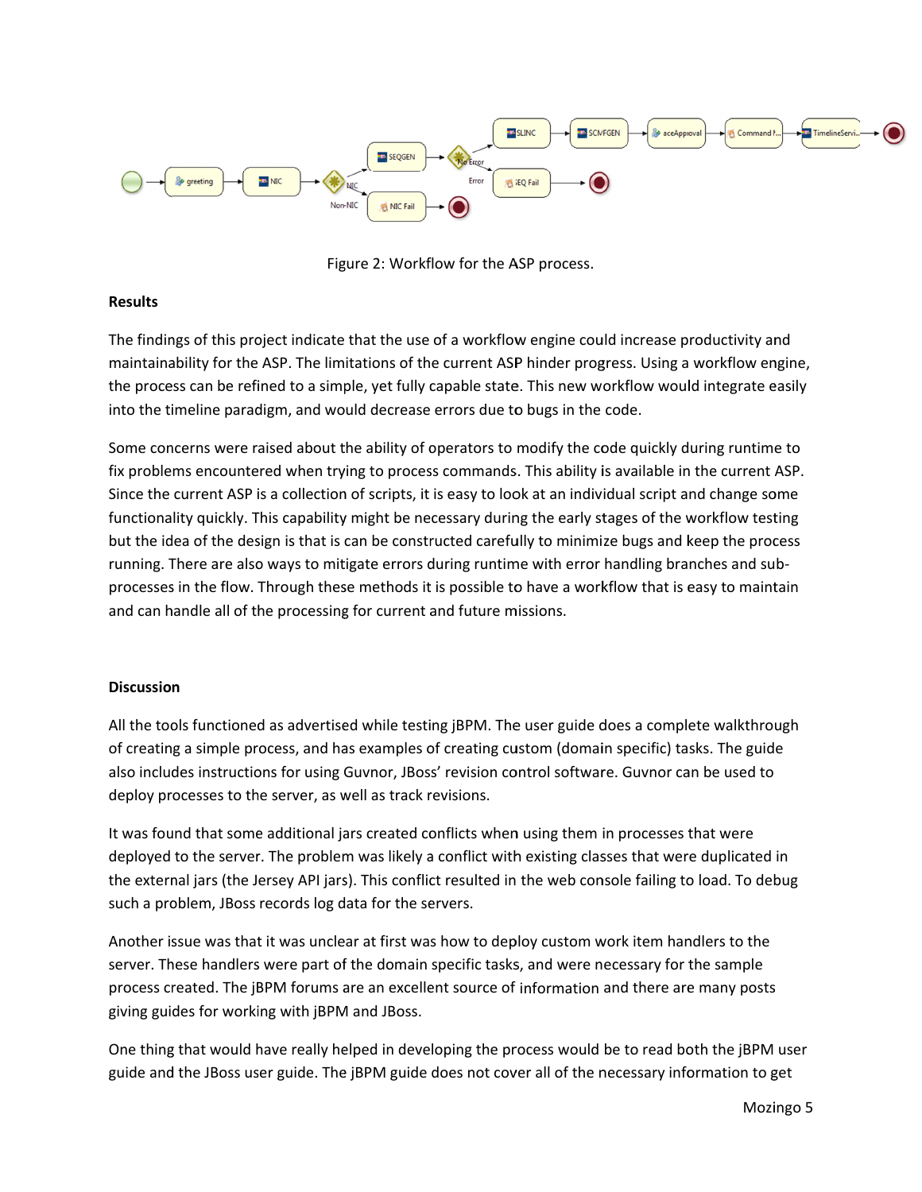Figure 2: Workflow for the ASP process.

**Results**

The findings of this project indicate that the use of a workflow engine could increase productivity and maintainability for the ASP. The limitations of the current ASP hinder progress. Using a workflow engine, the process can be refined to a simple, yet fully capable state. This new workflow would integrate easily into the timeline paradigm, and would decrease errors due to bugs in the code.

Some concerns were raised about the ability of operators to modify the code quickly during runtime to fix problems encountered when trying to process commands. This ability is available in the current ASP. Since the current ASP is a collection of scripts, it is easy to look at an individual script and change some functionality quickly. This capability might be necessary during the early stages of the workflow testing but the idea of the design is that is can be constructed carefully to minimize bugs and keep the process running. There are also ways to mitigate errors during runtime with error handling branches and sub-processes in the flow. Through these methods it is possible to have a workflow that is easy to maintain and can handle all of the processing for current and future missions.

**Discussion**

All the tools functioned as advertised while testing jBPM. The user guide does a complete walkthrough of creating a simple process, and has examples of creating custom (domain specific) tasks. The guide also includes instructions for using Guvnor, JBoss' revision control software. Guvnor can be used to deploy processes to the server, as well as track revisions.

It was found that some additional jars created conflicts when using them in processes that were deployed to the server. The problem was likely a conflict with existing classes that were duplicated in the external jars (the Jersey API jars). This conflict resulted in the web console failing to load. To debug such a problem, JBoss records log data for the servers.

Another issue was that it was unclear at first was how to deploy custom work item handlers to the server. These handlers were part of the domain specific tasks, and were necessary for the sample process created. The jBPM forums are an excellent source of information and there are many posts giving guides for working with jBPM and JBoss.

One thing that would have really helped in developing the process would be to read both the jBPM user guide and the JBoss user guide. The jBPM guide does not cover all of the necessary information to get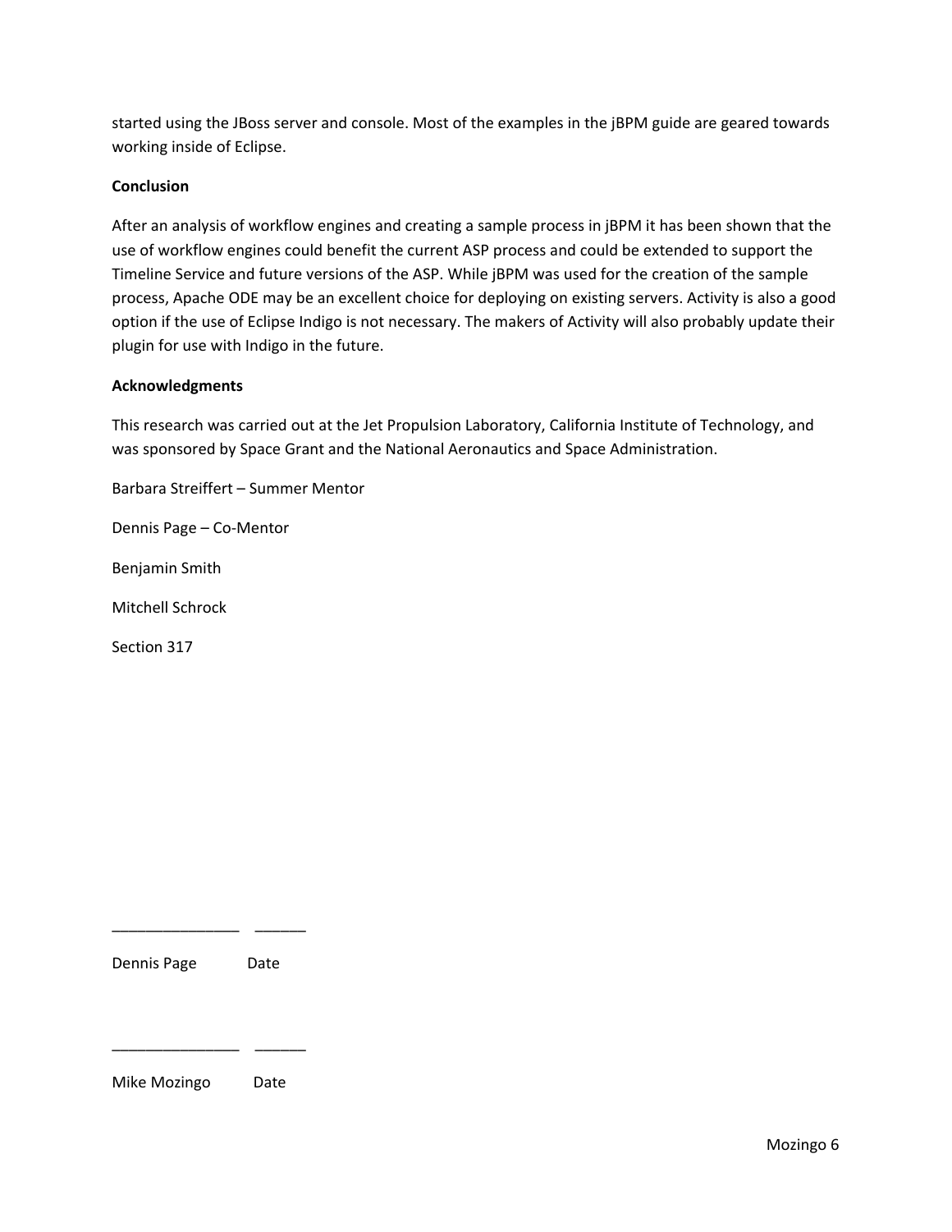started using the JBoss server and console. Most of the examples in the jBPM guide are geared towards working inside of Eclipse.

**Conclusion**

After an analysis of workflow engines and creating a sample process in jBPM it has been shown that the use of workflow engines could benefit the current ASP process and could be extended to support the Timeline Service and future versions of the ASP. While jBPM was used for the creation of the sample process, Apache ODE may be an excellent choice for deploying on existing servers. Activity is also a good option if the use of Eclipse Indigo is not necessary. The makers of Activity will also probably update their plugin for use with Indigo in the future.

**Acknowledgments**

This research was carried out at the Jet Propulsion Laboratory, California Institute of Technology, and was sponsored by Space Grant and the National Aeronautics and Space Administration.

Barbara Streiffert – Summer Mentor

Dennis Page – Co-Mentor

Benjamin Smith

Mitchell Schrock

Section 317

_______________ ______

Dennis Page Date

_______________ ______

Mike Mozingo Date